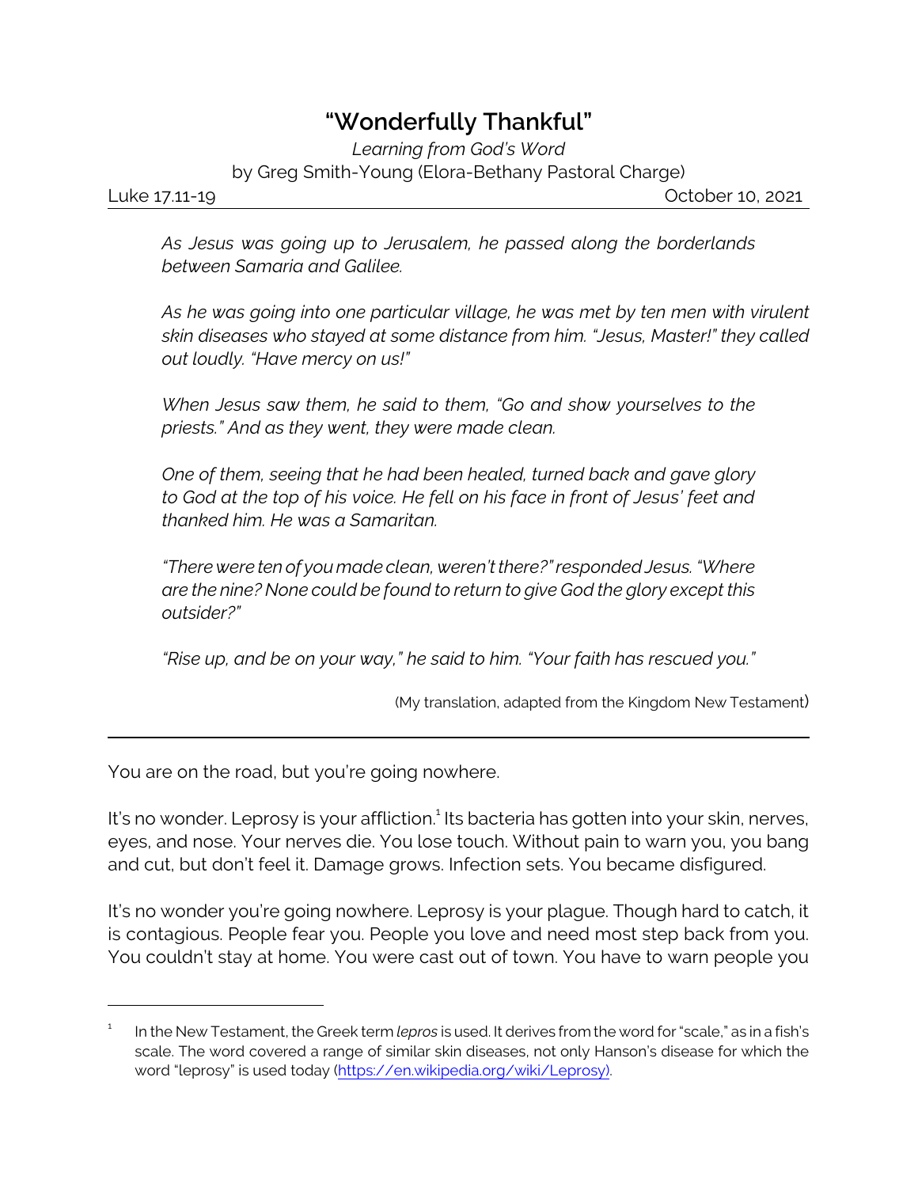# "Wonderfully Thankful"

*Learning from God's Word*

by Greg Smith-Young (Elora-Bethany Pastoral Charge)

Luke 17.11-19 October 10, 2021

*As Jesus was going up to Jerusalem, he passed along the borderlands between Samaria and Galilee.*

*As he was going into one particular village, he was met by ten men with virulent skin diseases who stayed at some distance from him. "Jesus, Master!" they called out loudly. "Have mercy on us!"*

*When Jesus saw them, he said to them, "Go and show yourselves to the priests." And as they went, they were made clean.*

*One of them, seeing that he had been healed, turned back and gave glory to God at the top of his voice. He fell on his face in front of Jesus' feet and thanked him. He was a Samaritan.*

*"There were ten of you made clean, weren't there?" responded Jesus. "Where are the nine? None could be found to return to give God the glory except this outsider?"*

*"Rise up, and be on your way," he said to him. "Your faith has rescued you."*

(My translation, adapted from the Kingdom New Testament)

---

You are on the road, but you're going nowhere.

It's no wonder. Leprosy is your affliction.[1] Its bacteria has gotten into your skin, nerves, eyes, and nose. Your nerves die. You lose touch. Without pain to warn you, you bang and cut, but don't feel it. Damage grows. Infection sets. You became disfigured.

It's no wonder you're going nowhere. Leprosy is your plague. Though hard to catch, it is contagious. People fear you. People you love and need most step back from you. You couldn't stay at home. You were cast out of town. You have to warn people you

---

[1] In the New Testament, the Greek term *lepros* is used. It derives from the word for "scale," as in a fish's scale. The word covered a range of similar skin diseases, not only Hanson's disease for which the word "leprosy" is used today (https://en.wikipedia.org/wiki/Leprosy).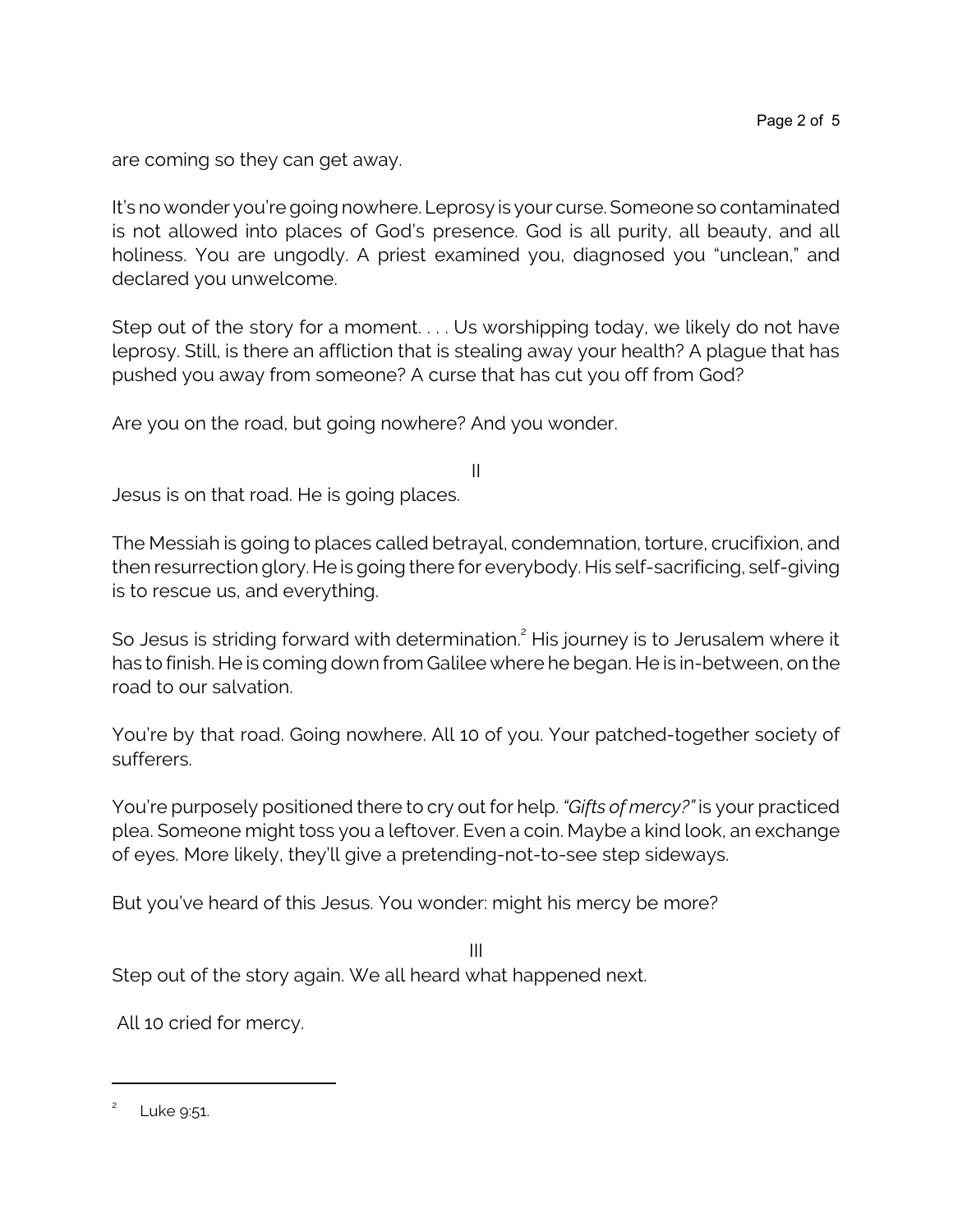are coming so they can get away.

It's no wonder you're going nowhere. Leprosy is your curse. Someone so contaminated is not allowed into places of God's presence. God is all purity, all beauty, and all holiness. You are ungodly. A priest examined you, diagnosed you "unclean," and declared you unwelcome.

Step out of the story for a moment. . . . Us worshipping today, we likely do not have leprosy. Still, is there an affliction that is stealing away your health? A plague that has pushed you away from someone? A curse that has cut you off from God?

Are you on the road, but going nowhere? And you wonder.

II

Jesus is on that road. He is going places.

The Messiah is going to places called betrayal, condemnation, torture, crucifixion, and then resurrection glory. He is going there for everybody. His self-sacrificing, self-giving is to rescue us, and everything.

So Jesus is striding forward with determination.[2] His journey is to Jerusalem where it has to finish. He is coming down from Galilee where he began. He is in-between, on the road to our salvation.

You're by that road. Going nowhere. All 10 of you. Your patched-together society of sufferers.

You're purposely positioned there to cry out for help. *"Gifts of mercy?"* is your practiced plea. Someone might toss you a leftover. Even a coin. Maybe a kind look, an exchange of eyes. More likely, they'll give a pretending-not-to-see step sideways.

But you've heard of this Jesus. You wonder: might his mercy be more?

III

Step out of the story again. We all heard what happened next.

All 10 cried for mercy.

---

[2] Luke 9:51.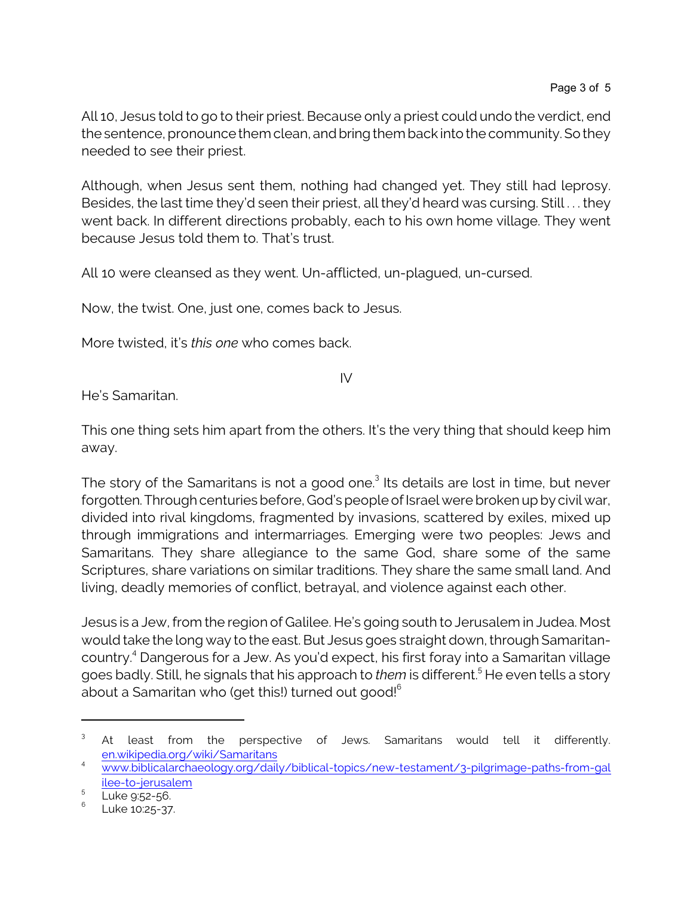All 10, Jesus told to go to their priest. Because only a priest could undo the verdict, end the sentence, pronounce them clean, and bring them back into the community. So they needed to see their priest.

Although, when Jesus sent them, nothing had changed yet. They still had leprosy. Besides, the last time they'd seen their priest, all they'd heard was cursing. Still . . . they went back. In different directions probably, each to his own home village. They went because Jesus told them to. That's trust.

All 10 were cleansed as they went. Un-afflicted, un-plagued, un-cursed.

Now, the twist. One, just one, comes back to Jesus.

More twisted, it's *this one* who comes back.

IV

He's Samaritan.

This one thing sets him apart from the others. It's the very thing that should keep him away.

The story of the Samaritans is not a good one.[3] Its details are lost in time, but never forgotten. Through centuries before, God's people of Israel were broken up by civil war, divided into rival kingdoms, fragmented by invasions, scattered by exiles, mixed up through immigrations and intermarriages. Emerging were two peoples: Jews and Samaritans. They share allegiance to the same God, share some of the same Scriptures, share variations on similar traditions. They share the same small land. And living, deadly memories of conflict, betrayal, and violence against each other.

Jesus is a Jew, from the region of Galilee. He's going south to Jerusalem in Judea. Most would take the long way to the east. But Jesus goes straight down, through Samaritan-country.[4] Dangerous for a Jew. As you'd expect, his first foray into a Samaritan village goes badly. Still, he signals that his approach to *them* is different.[5] He even tells a story about a Samaritan who (get this!) turned out good![6]

---

[3] At least from the perspective of Jews. Samaritans would tell it differently. en.wikipedia.org/wiki/Samaritans

[4] www.biblicalarchaeology.org/daily/biblical-topics/new-testament/3-pilgrimage-paths-from-galilee-to-jerusalem

[5] Luke 9:52-56.

[6] Luke 10:25-37.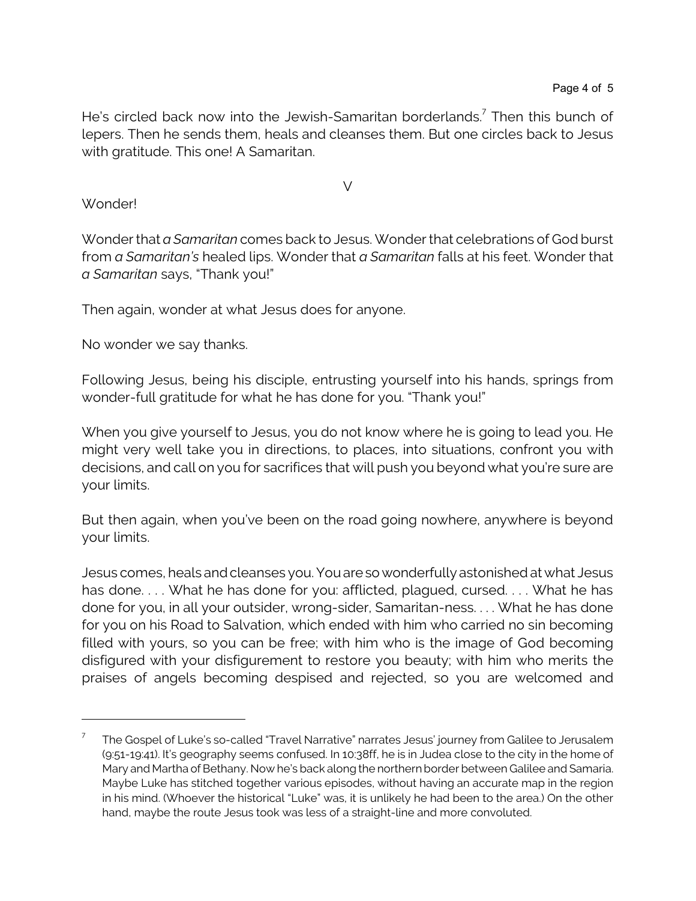He's circled back now into the Jewish-Samaritan borderlands.[7] Then this bunch of lepers. Then he sends them, heals and cleanses them. But one circles back to Jesus with gratitude. This one! A Samaritan.

V

Wonder!

Wonder that *a Samaritan* comes back to Jesus. Wonder that celebrations of God burst from *a Samaritan's* healed lips. Wonder that *a Samaritan* falls at his feet. Wonder that *a Samaritan* says, "Thank you!"

Then again, wonder at what Jesus does for anyone.

No wonder we say thanks.

Following Jesus, being his disciple, entrusting yourself into his hands, springs from wonder-full gratitude for what he has done for you. "Thank you!"

When you give yourself to Jesus, you do not know where he is going to lead you. He might very well take you in directions, to places, into situations, confront you with decisions, and call on you for sacrifices that will push you beyond what you're sure are your limits.

But then again, when you've been on the road going nowhere, anywhere is beyond your limits.

Jesus comes, heals and cleanses you. You are so wonderfully astonished at what Jesus has done. . . . What he has done for you: afflicted, plagued, cursed. . . . What he has done for you, in all your outsider, wrong-sider, Samaritan-ness. . . . What he has done for you on his Road to Salvation, which ended with him who carried no sin becoming filled with yours, so you can be free; with him who is the image of God becoming disfigured with your disfigurement to restore you beauty; with him who merits the praises of angels becoming despised and rejected, so you are welcomed and

---

[7] The Gospel of Luke's so-called "Travel Narrative" narrates Jesus' journey from Galilee to Jerusalem (9:51-19:41). It's geography seems confused. In 10:38ff, he is in Judea close to the city in the home of Mary and Martha of Bethany. Now he's back along the northern border between Galilee and Samaria. Maybe Luke has stitched together various episodes, without having an accurate map in the region in his mind. (Whoever the historical "Luke" was, it is unlikely he had been to the area.) On the other hand, maybe the route Jesus took was less of a straight-line and more convoluted.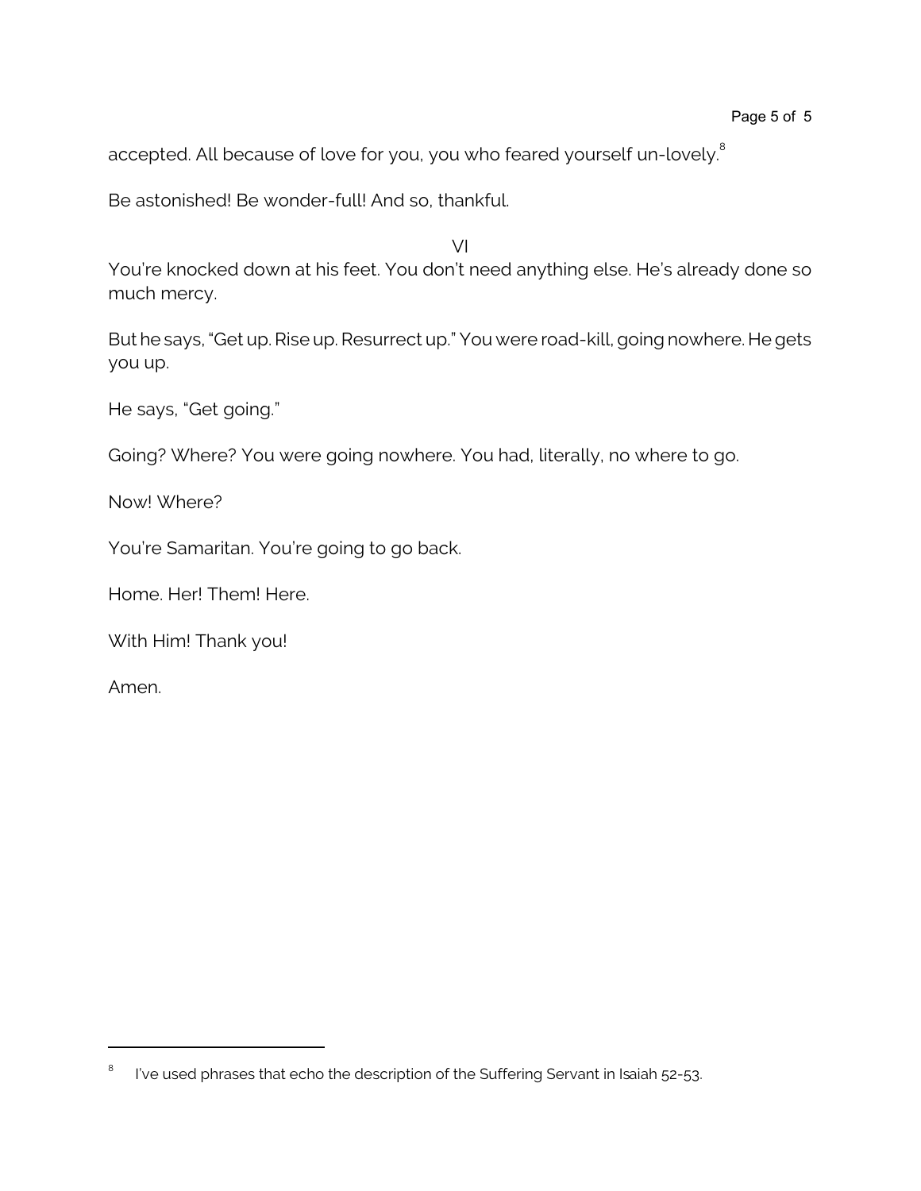accepted. All because of love for you, you who feared yourself un-lovely.[8]

Be astonished! Be wonder-full! And so, thankful.

VI

You're knocked down at his feet. You don't need anything else. He's already done so much mercy.

But he says, "Get up. Rise up. Resurrect up." You were road-kill, going nowhere. He gets you up.

He says, "Get going."

Going? Where? You were going nowhere. You had, literally, no where to go.

Now! Where?

You're Samaritan. You're going to go back.

Home. Her! Them! Here.

With Him! Thank you!

Amen.

---

[8] I've used phrases that echo the description of the Suffering Servant in Isaiah 52-53.